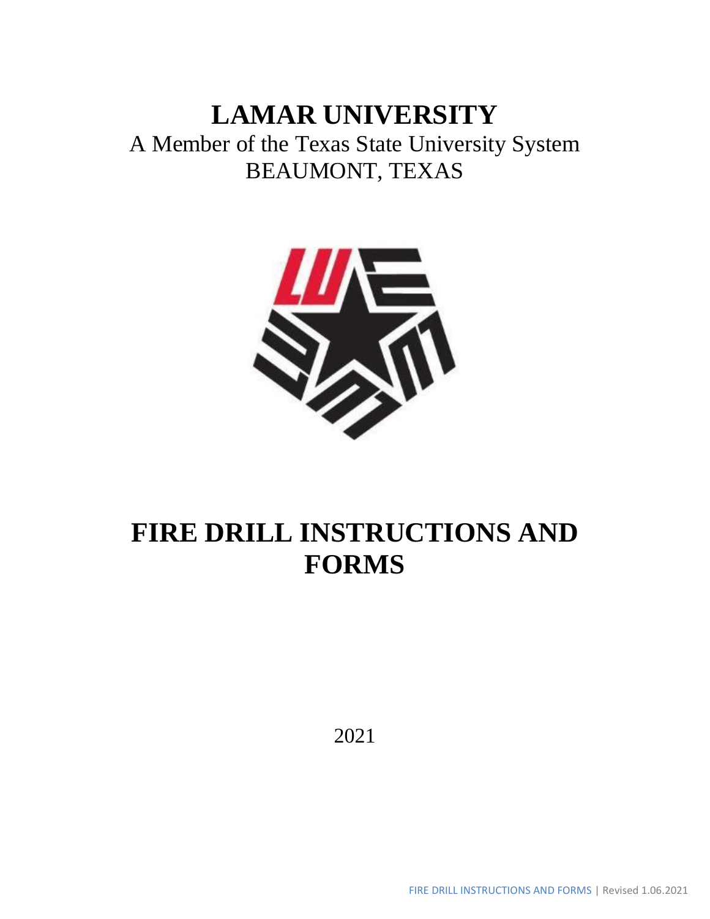# LAMAR UNIVERSITY

A Member of the Texas State University System

BEAUMONT, TEXAS

# FIRE DRILL INSTRUCTIONS AND FORMS

2021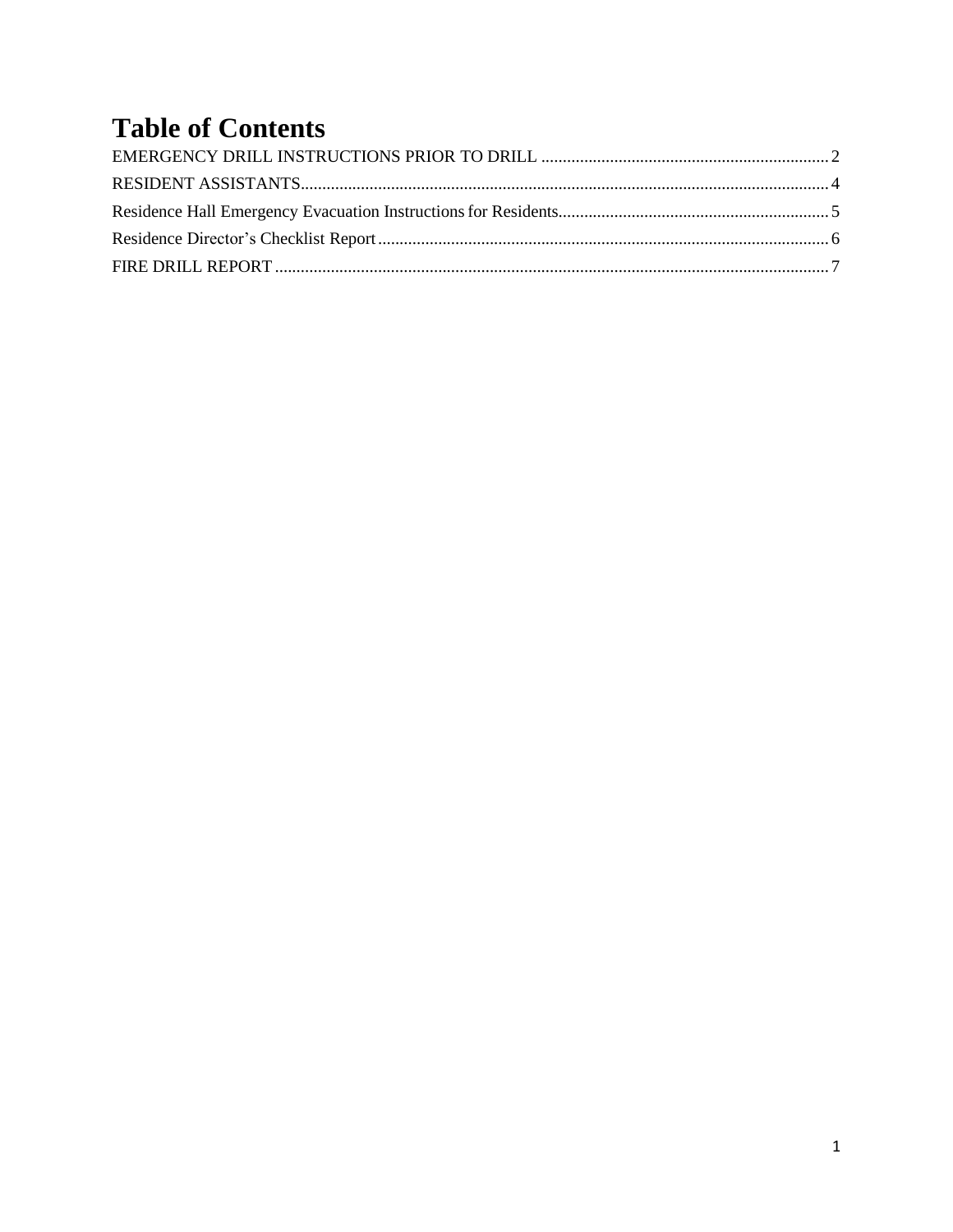# Table of Contents

EMERGENCY DRILL INSTRUCTIONS PRIOR TO DRILL .................................................................. 2

RESIDENT ASSISTANTS............................................................................................................ 4

Residence Hall Emergency Evacuation Instructions for Residents............................................................... 5

Residence Director's Checklist Report........................................................................................ 6

FIRE DRILL REPORT ................................................................................................................ 7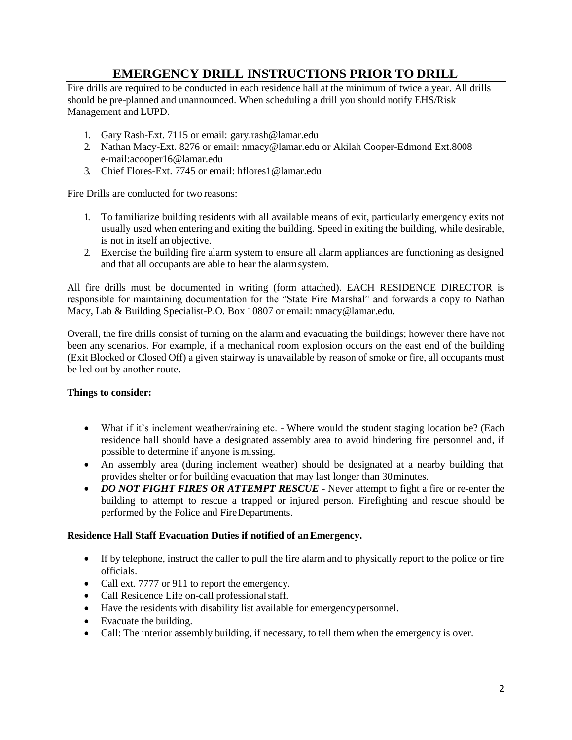# EMERGENCY DRILL INSTRUCTIONS PRIOR TO DRILL

Fire drills are required to be conducted in each residence hall at the minimum of twice a year. All drills should be pre-planned and unannounced. When scheduling a drill you should notify EHS/Risk Management and LUPD.

1. Gary Rash-Ext. 7115 or email: gary.rash@lamar.edu
2. Nathan Macy-Ext. 8276 or email: nmacy@lamar.edu or Akilah Cooper-Edmond Ext.8008 e-mail:acooper16@lamar.edu
3. Chief Flores-Ext. 7745 or email: hflores1@lamar.edu

Fire Drills are conducted for two reasons:

1. To familiarize building residents with all available means of exit, particularly emergency exits not usually used when entering and exiting the building. Speed in exiting the building, while desirable, is not in itself an objective.
2. Exercise the building fire alarm system to ensure all alarm appliances are functioning as designed and that all occupants are able to hear the alarm system.

All fire drills must be documented in writing (form attached). EACH RESIDENCE DIRECTOR is responsible for maintaining documentation for the "State Fire Marshal" and forwards a copy to Nathan Macy, Lab & Building Specialist-P.O. Box 10807 or email: nmacy@lamar.edu.

Overall, the fire drills consist of turning on the alarm and evacuating the buildings; however there have not been any scenarios. For example, if a mechanical room explosion occurs on the east end of the building (Exit Blocked or Closed Off) a given stairway is unavailable by reason of smoke or fire, all occupants must be led out by another route.

**Things to consider:**

- What if it's inclement weather/raining etc. - Where would the student staging location be? (Each residence hall should have a designated assembly area to avoid hindering fire personnel and, if possible to determine if anyone is missing.
- An assembly area (during inclement weather) should be designated at a nearby building that provides shelter or for building evacuation that may last longer than 30 minutes.
- ***DO NOT FIGHT FIRES OR ATTEMPT RESCUE*** - Never attempt to fight a fire or re-enter the building to attempt to rescue a trapped or injured person. Firefighting and rescue should be performed by the Police and Fire Departments.

**Residence Hall Staff Evacuation Duties if notified of an Emergency.**

- If by telephone, instruct the caller to pull the fire alarm and to physically report to the police or fire officials.
- Call ext. 7777 or 911 to report the emergency.
- Call Residence Life on-call professional staff.
- Have the residents with disability list available for emergency personnel.
- Evacuate the building.
- Call: The interior assembly building, if necessary, to tell them when the emergency is over.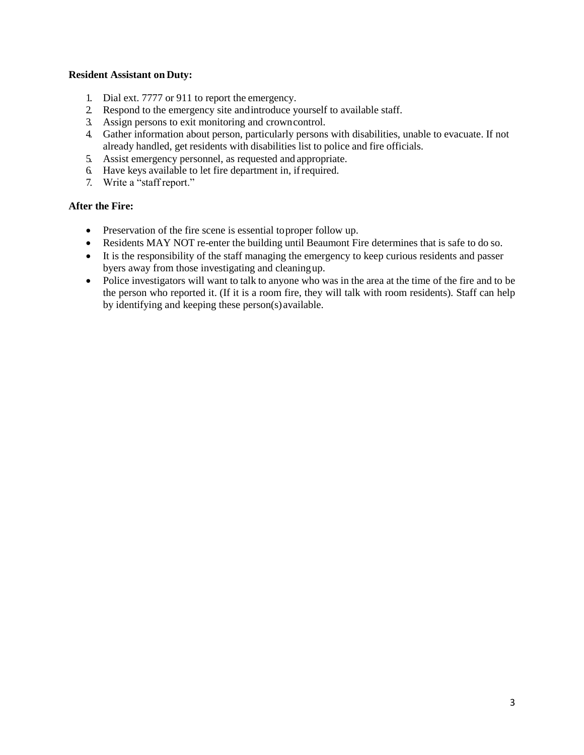**Resident Assistant on Duty:**

1. Dial ext. 7777 or 911 to report the emergency.
2. Respond to the emergency site and introduce yourself to available staff.
3. Assign persons to exit monitoring and crown control.
4. Gather information about person, particularly persons with disabilities, unable to evacuate. If not already handled, get residents with disabilities list to police and fire officials.
5. Assist emergency personnel, as requested and appropriate.
6. Have keys available to let fire department in, if required.
7. Write a "staff report."

**After the Fire:**

- Preservation of the fire scene is essential to proper follow up.
- Residents MAY NOT re-enter the building until Beaumont Fire determines that is safe to do so.
- It is the responsibility of the staff managing the emergency to keep curious residents and passer byers away from those investigating and cleaning up.
- Police investigators will want to talk to anyone who was in the area at the time of the fire and to be the person who reported it. (If it is a room fire, they will talk with room residents). Staff can help by identifying and keeping these person(s) available.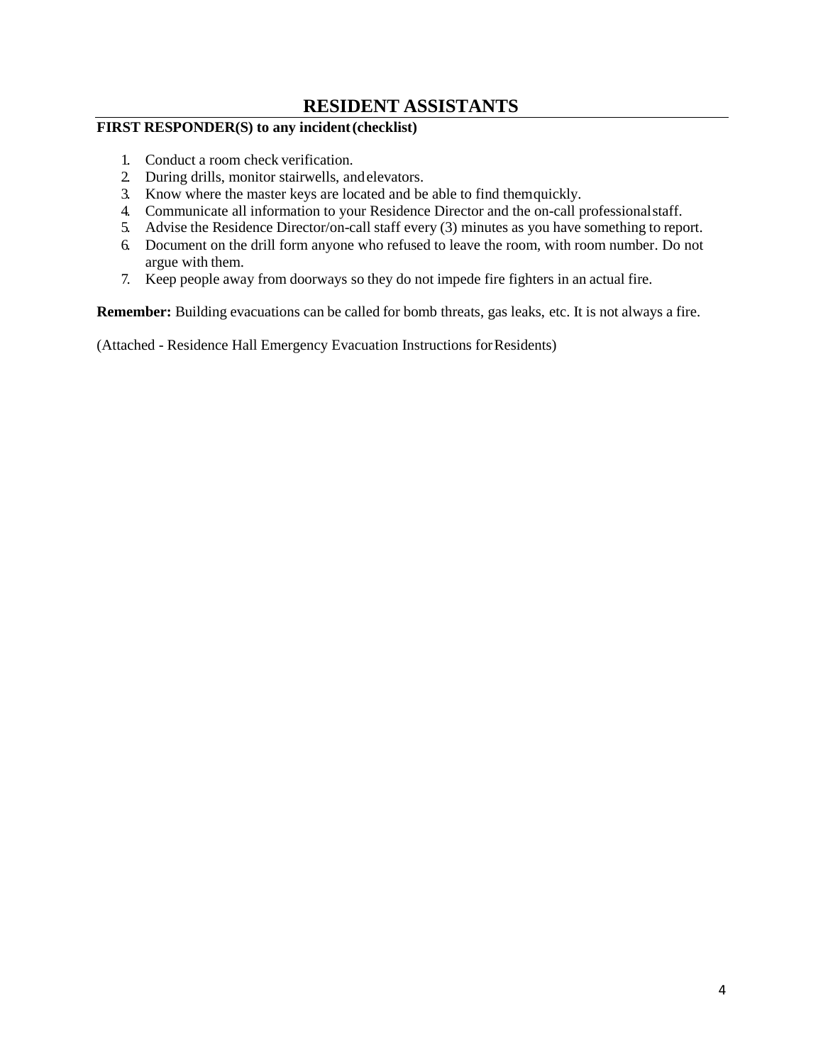# RESIDENT ASSISTANTS

**FIRST RESPONDER(S) to any incident (checklist)**

1. Conduct a room check verification.
2. During drills, monitor stairwells, and elevators.
3. Know where the master keys are located and be able to find them quickly.
4. Communicate all information to your Residence Director and the on-call professional staff.
5. Advise the Residence Director/on-call staff every (3) minutes as you have something to report.
6. Document on the drill form anyone who refused to leave the room, with room number. Do not argue with them.
7. Keep people away from doorways so they do not impede fire fighters in an actual fire.

**Remember:** Building evacuations can be called for bomb threats, gas leaks, etc. It is not always a fire.

(Attached - Residence Hall Emergency Evacuation Instructions for Residents)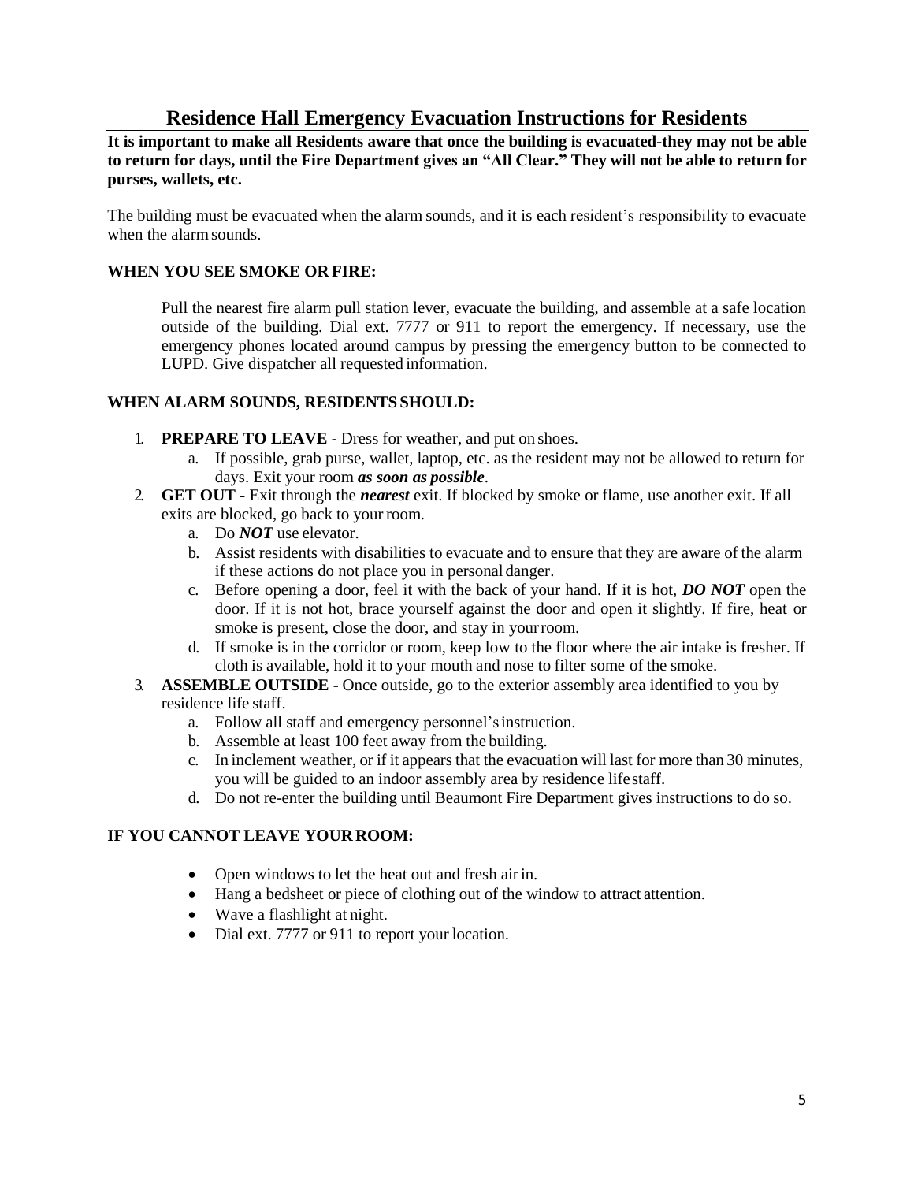# Residence Hall Emergency Evacuation Instructions for Residents

**It is important to make all Residents aware that once the building is evacuated-they may not be able to return for days, until the Fire Department gives an "All Clear." They will not be able to return for purses, wallets, etc.**

The building must be evacuated when the alarm sounds, and it is each resident's responsibility to evacuate when the alarm sounds.

**WHEN YOU SEE SMOKE OR FIRE:**

Pull the nearest fire alarm pull station lever, evacuate the building, and assemble at a safe location outside of the building. Dial ext. 7777 or 911 to report the emergency. If necessary, use the emergency phones located around campus by pressing the emergency button to be connected to LUPD. Give dispatcher all requested information.

**WHEN ALARM SOUNDS, RESIDENTS SHOULD:**

1. **PREPARE TO LEAVE -** Dress for weather, and put on shoes.
   a. If possible, grab purse, wallet, laptop, etc. as the resident may not be allowed to return for days. Exit your room ***as soon as possible***.
2. **GET OUT -** Exit through the ***nearest*** exit. If blocked by smoke or flame, use another exit. If all exits are blocked, go back to your room.
   a. Do ***NOT*** use elevator.
   b. Assist residents with disabilities to evacuate and to ensure that they are aware of the alarm if these actions do not place you in personal danger.
   c. Before opening a door, feel it with the back of your hand. If it is hot, ***DO NOT*** open the door. If it is not hot, brace yourself against the door and open it slightly. If fire, heat or smoke is present, close the door, and stay in your room.
   d. If smoke is in the corridor or room, keep low to the floor where the air intake is fresher. If cloth is available, hold it to your mouth and nose to filter some of the smoke.
3. **ASSEMBLE OUTSIDE** - Once outside, go to the exterior assembly area identified to you by residence life staff.
   a. Follow all staff and emergency personnel's instruction.
   b. Assemble at least 100 feet away from the building.
   c. In inclement weather, or if it appears that the evacuation will last for more than 30 minutes, you will be guided to an indoor assembly area by residence life staff.
   d. Do not re-enter the building until Beaumont Fire Department gives instructions to do so.

**IF YOU CANNOT LEAVE YOUR ROOM:**

- Open windows to let the heat out and fresh air in.
- Hang a bedsheet or piece of clothing out of the window to attract attention.
- Wave a flashlight at night.
- Dial ext. 7777 or 911 to report your location.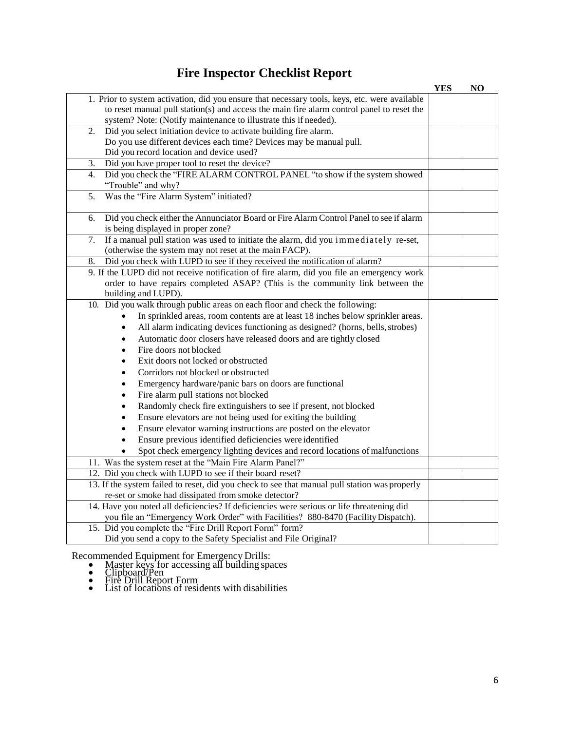# Fire Inspector Checklist Report

| | YES | NO |
|---|---|---|
| 1. Prior to system activation, did you ensure that necessary tools, keys, etc. were available to reset manual pull station(s) and access the main fire alarm control panel to reset the system? Note: (Notify maintenance to illustrate this if needed). | | |
| 2. Did you select initiation device to activate building fire alarm. Do you use different devices each time? Devices may be manual pull. Did you record location and device used? | | |
| 3. Did you have proper tool to reset the device? | | |
| 4. Did you check the "FIRE ALARM CONTROL PANEL "to show if the system showed "Trouble" and why? | | |
| 5. Was the "Fire Alarm System" initiated? | | |
| 6. Did you check either the Annunciator Board or Fire Alarm Control Panel to see if alarm is being displayed in proper zone? | | |
| 7. If a manual pull station was used to initiate the alarm, did you immediately re-set, (otherwise the system may not reset at the main FACP). | | |
| 8. Did you check with LUPD to see if they received the notification of alarm? | | |
| 9. If the LUPD did not receive notification of fire alarm, did you file an emergency work order to have repairs completed ASAP? (This is the community link between the building and LUPD). | | |
| 10. Did you walk through public areas on each floor and check the following: <br>• In sprinkled areas, room contents are at least 18 inches below sprinkler areas. <br>• All alarm indicating devices functioning as designed? (horns, bells, strobes) <br>• Automatic door closers have released doors and are tightly closed <br>• Fire doors not blocked <br>• Exit doors not locked or obstructed <br>• Corridors not blocked or obstructed <br>• Emergency hardware/panic bars on doors are functional <br>• Fire alarm pull stations not blocked <br>• Randomly check fire extinguishers to see if present, not blocked <br>• Ensure elevators are not being used for exiting the building <br>• Ensure elevator warning instructions are posted on the elevator <br>• Ensure previous identified deficiencies were identified <br>• Spot check emergency lighting devices and record locations of malfunctions | | |
| 11. Was the system reset at the "Main Fire Alarm Panel?" | | |
| 12. Did you check with LUPD to see if their board reset? | | |
| 13. If the system failed to reset, did you check to see that manual pull station was properly re-set or smoke had dissipated from smoke detector? | | |
| 14. Have you noted all deficiencies? If deficiencies were serious or life threatening did you file an "Emergency Work Order" with Facilities? 880-8470 (Facility Dispatch). | | |
| 15. Did you complete the "Fire Drill Report Form" form? Did you send a copy to the Safety Specialist and File Original? | | |

Recommended Equipment for Emergency Drills:

- Master keys for accessing all building spaces
- Clipboard/Pen
- Fire Drill Report Form
- List of locations of residents with disabilities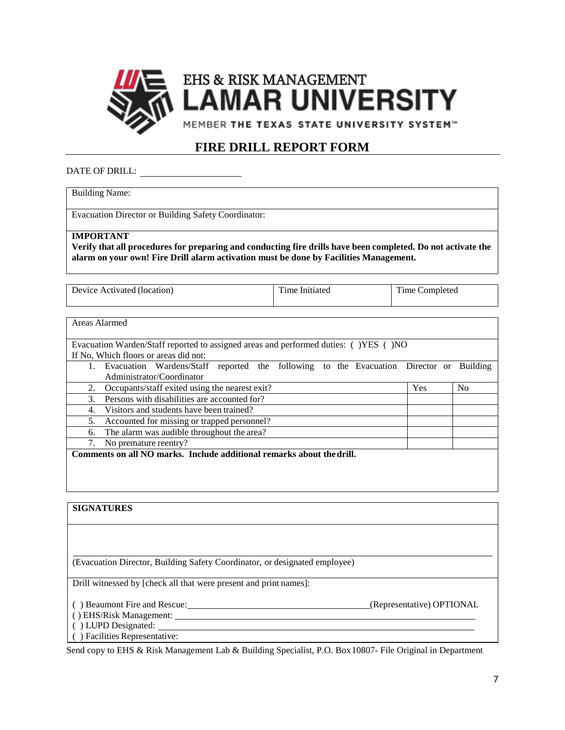EHS & RISK MANAGEMENT

LAMAR UNIVERSITY

MEMBER THE TEXAS STATE UNIVERSITY SYSTEM™

# FIRE DRILL REPORT FORM

DATE OF DRILL: ____________________

Building Name:

Evacuation Director or Building Safety Coordinator:

**IMPORTANT**

**Verify that all procedures for preparing and conducting fire drills have been completed. Do not activate the alarm on your own! Fire Drill alarm activation must be done by Facilities Management.**

| Device Activated (location) | Time Initiated | Time Completed |
|---|---|---|
| | | |

Areas Alarmed

Evacuation Warden/Staff reported to assigned areas and performed duties: ( )YES ( )NO

If No, Which floors or areas did not:

| | Yes | No |
|---|---|---|
| 1. Evacuation Wardens/Staff reported the following to the Evacuation Director or Building Administrator/Coordinator | | |
| 2. Occupants/staff exited using the nearest exit? | | |
| 3. Persons with disabilities are accounted for? | | |
| 4. Visitors and students have been trained? | | |
| 5. Accounted for missing or trapped personnel? | | |
| 6. The alarm was audible throughout the area? | | |
| 7. No premature reentry? | | |

**Comments on all NO marks. Include additional remarks about the drill.**

**SIGNATURES**

______________________________________________

(Evacuation Director, Building Safety Coordinator, or designated employee)

Drill witnessed by [check all that were present and print names]:

( ) Beaumont Fire and Rescue: ______________________(Representative) OPTIONAL

( ) EHS/Risk Management: ______________________

( ) LUPD Designated: ______________________

( ) Facilities Representative:

Send copy to EHS & Risk Management Lab & Building Specialist, P.O. Box 10807- File Original in Department